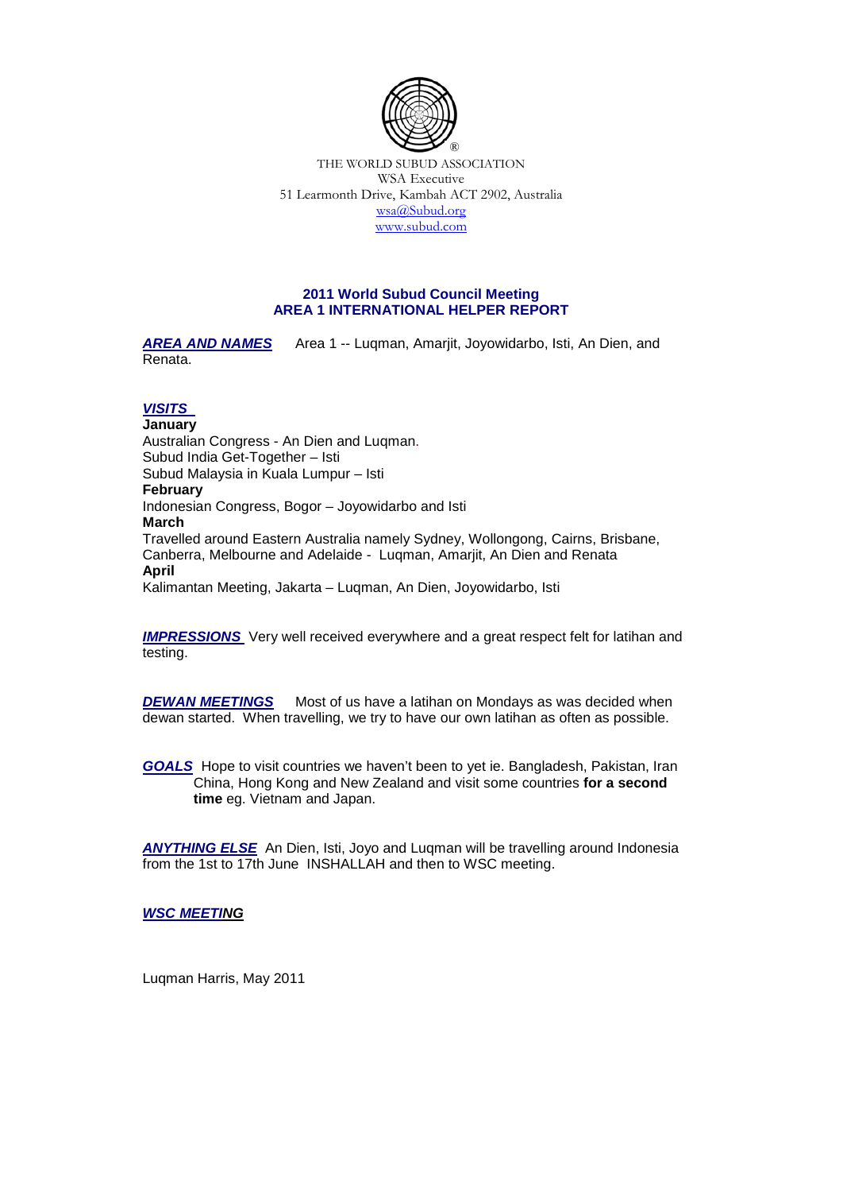THE WORLD SUBUD ASSOCIATION
WSA Executive
51 Learmonth Drive, Kambah ACT 2902, Australia
wsa@Subud.org
www.subud.com

## 2011 World Subud Council Meeting
## AREA 1 INTERNATIONAL HELPER REPORT

***AREA AND NAMES*** Area 1 -- Luqman, Amarjit, Joyowidarbo, Isti, An Dien, and Renata.

***VISITS***

**January**
Australian Congress - An Dien and Luqman.
Subud India Get-Together – Isti
Subud Malaysia in Kuala Lumpur – Isti

**February**
Indonesian Congress, Bogor – Joyowidarbo and Isti

**March**
Travelled around Eastern Australia namely Sydney, Wollongong, Cairns, Brisbane, Canberra, Melbourne and Adelaide - Luqman, Amarjit, An Dien and Renata

**April**
Kalimantan Meeting, Jakarta – Luqman, An Dien, Joyowidarbo, Isti

***IMPRESSIONS*** Very well received everywhere and a great respect felt for latihan and testing.

***DEWAN MEETINGS*** Most of us have a latihan on Mondays as was decided when dewan started. When travelling, we try to have our own latihan as often as possible.

***GOALS*** Hope to visit countries we haven't been to yet ie. Bangladesh, Pakistan, Iran China, Hong Kong and New Zealand and visit some countries **for a second time** eg. Vietnam and Japan.

***ANYTHING ELSE*** An Dien, Isti, Joyo and Luqman will be travelling around Indonesia from the 1st to 17th June INSHALLAH and then to WSC meeting.

***WSC MEETING***

Luqman Harris, May 2011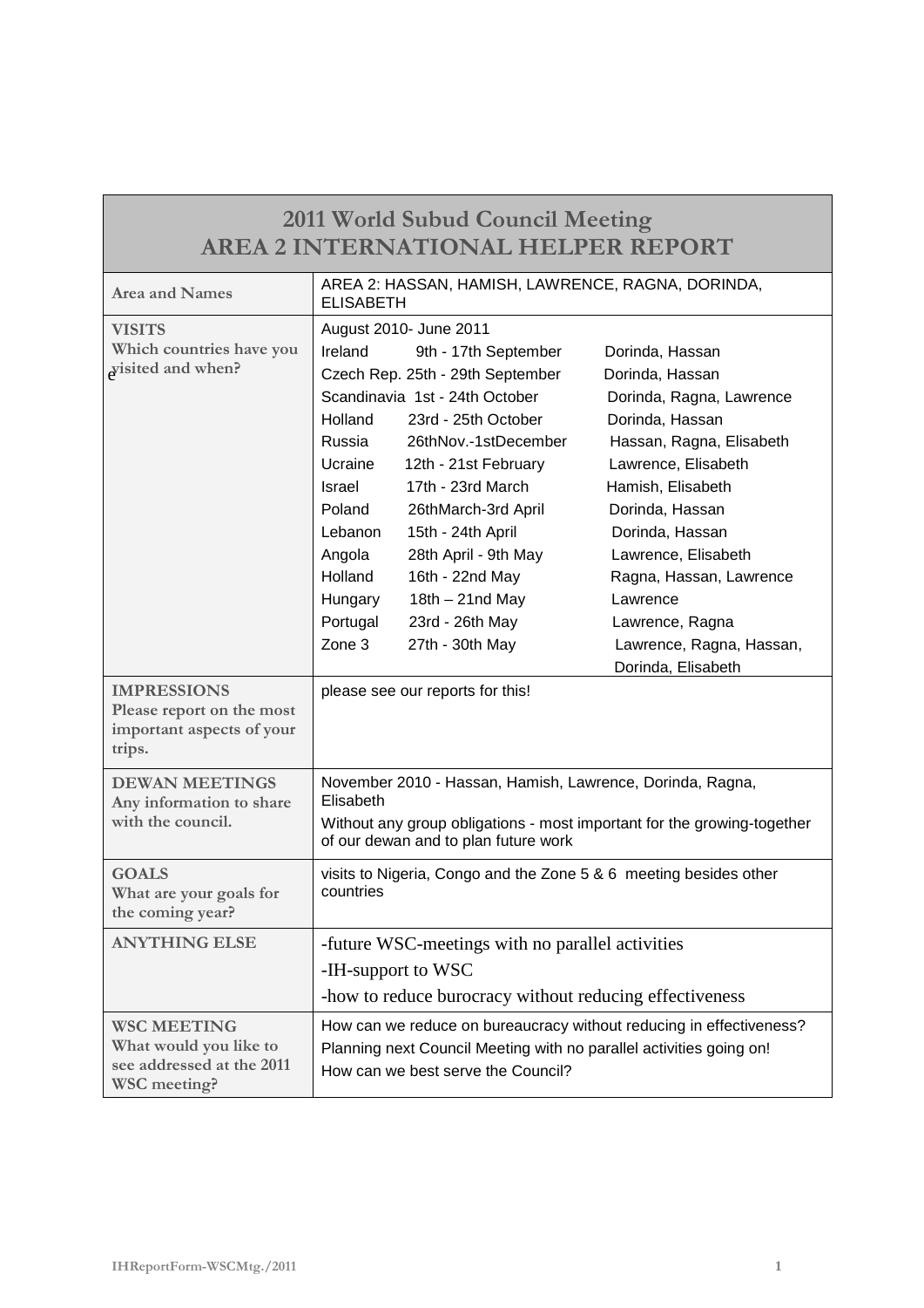# 2011 World Subud Council Meeting
## AREA 2 INTERNATIONAL HELPER REPORT

| | |
|---|---|
| **Area and Names** | AREA 2: HASSAN, HAMISH, LAWRENCE, RAGNA, DORINDA, ELISABETH |
| **VISITS**<br>Which countries have you visited and when? | August 2010- June 2011<br>Ireland 9th - 17th September Dorinda, Hassan<br>Czech Rep. 25th - 29th September Dorinda, Hassan<br>Scandinavia 1st - 24th October Dorinda, Ragna, Lawrence<br>Holland 23rd - 25th October Dorinda, Hassan<br>Russia 26thNov.-1stDecember Hassan, Ragna, Elisabeth<br>Ucraine 12th - 21st February Lawrence, Elisabeth<br>Israel 17th - 23rd March Hamish, Elisabeth<br>Poland 26thMarch-3rd April Dorinda, Hassan<br>Lebanon 15th - 24th April Dorinda, Hassan<br>Angola 28th April - 9th May Lawrence, Elisabeth<br>Holland 16th - 22nd May Ragna, Hassan, Lawrence<br>Hungary 18th – 21nd May Lawrence<br>Portugal 23rd - 26th May Lawrence, Ragna<br>Zone 3 27th - 30th May Lawrence, Ragna, Hassan, Dorinda, Elisabeth |
| **IMPRESSIONS**<br>Please report on the most important aspects of your trips. | please see our reports for this! |
| **DEWAN MEETINGS**<br>Any information to share with the council. | November 2010 - Hassan, Hamish, Lawrence, Dorinda, Ragna, Elisabeth<br>Without any group obligations - most important for the growing-together of our dewan and to plan future work |
| **GOALS**<br>What are your goals for the coming year? | visits to Nigeria, Congo and the Zone 5 & 6 meeting besides other countries |
| **ANYTHING ELSE** | -future WSC-meetings with no parallel activities<br>-IH-support to WSC<br>-how to reduce burocracy without reducing effectiveness |
| **WSC MEETING**<br>What would you like to see addressed at the 2011 WSC meeting? | How can we reduce on bureaucracy without reducing in effectiveness?<br>Planning next Council Meeting with no parallel activities going on!<br>How can we best serve the Council? |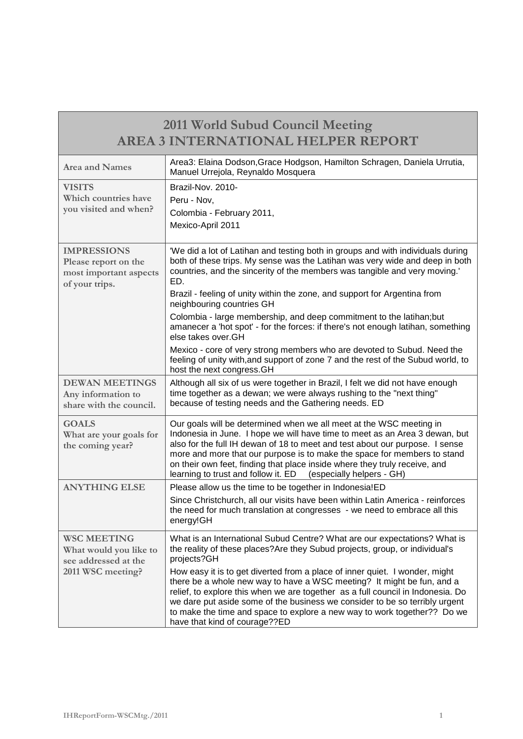# 2011 World Subud Council Meeting
# AREA 3 INTERNATIONAL HELPER REPORT

| | |
|---|---|
| **Area and Names** | Area3: Elaina Dodson,Grace Hodgson, Hamilton Schragen, Daniela Urrutia, Manuel Urrejola, Reynaldo Mosquera |
| **VISITS**<br>**Which countries have you visited and when?** | Brazil-Nov. 2010-<br>Peru - Nov,<br>Colombia - February 2011,<br>Mexico-April 2011 |
| **IMPRESSIONS**<br>**Please report on the most important aspects of your trips.** | 'We did a lot of Latihan and testing both in groups and with individuals during both of these trips. My sense was the Latihan was very wide and deep in both countries, and the sincerity of the members was tangible and very moving.' ED.<br>Brazil - feeling of unity within the zone, and support for Argentina from neighbouring countries GH<br>Colombia - large membership, and deep commitment to the latihan;but amanecer a 'hot spot' - for the forces: if there's not enough latihan, something else takes over.GH<br>Mexico - core of very strong members who are devoted to Subud. Need the feeling of unity with,and support of zone 7 and the rest of the Subud world, to host the next congress.GH |
| **DEWAN MEETINGS**<br>**Any information to share with the council.** | Although all six of us were together in Brazil, I felt we did not have enough time together as a dewan; we were always rushing to the "next thing" because of testing needs and the Gathering needs. ED |
| **GOALS**<br>**What are your goals for the coming year?** | Our goals will be determined when we all meet at the WSC meeting in Indonesia in June. I hope we will have time to meet as an Area 3 dewan, but also for the full IH dewan of 18 to meet and test about our purpose. I sense more and more that our purpose is to make the space for members to stand on their own feet, finding that place inside where they truly receive, and learning to trust and follow it. ED (especially helpers - GH) |
| **ANYTHING ELSE** | Please allow us the time to be together in Indonesia!ED<br>Since Christchurch, all our visits have been within Latin America - reinforces the need for much translation at congresses - we need to embrace all this energy!GH |
| **WSC MEETING**<br>**What would you like to see addressed at the 2011 WSC meeting?** | What is an International Subud Centre? What are our expectations? What is the reality of these places?Are they Subud projects, group, or individual's projects?GH<br>How easy it is to get diverted from a place of inner quiet. I wonder, might there be a whole new way to have a WSC meeting? It might be fun, and a relief, to explore this when we are together as a full council in Indonesia. Do we dare put aside some of the business we consider to be so terribly urgent to make the time and space to explore a new way to work together?? Do we have that kind of courage??ED |